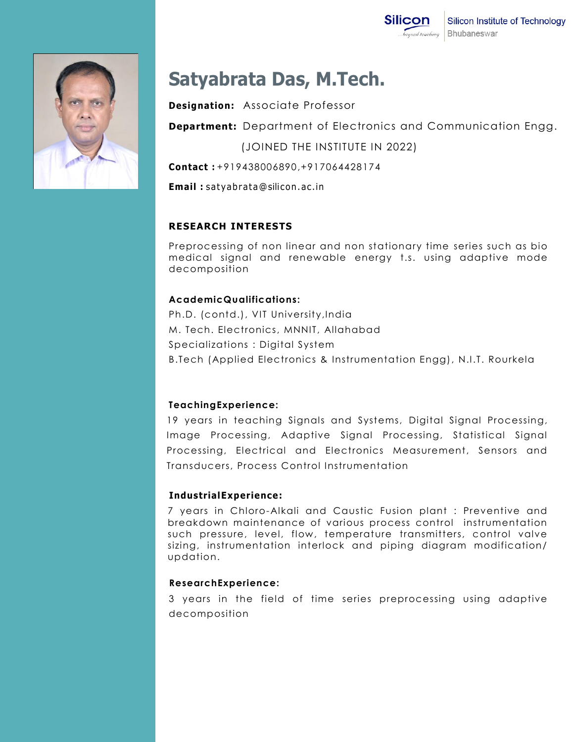Silicon Institute of Technology
Bhubaneswar

# Satyabrata Das, M.Tech.

**Designation:** Associate Professor

**Department:** Department of Electronics and Communication Engg.

(JOINED THE INSTITUTE IN 2022)

**Contact :** +919438006890,+917064428174

**Email :** satyabrata@silicon.ac.in

## RESEARCH INTERESTS

Preprocessing of non linear and non stationary time series such as bio medical signal and renewable energy t.s. using adaptive mode decomposition

## AcademicQualifications:

Ph.D. (contd.), VIT University,India

M. Tech. Electronics, MNNIT, Allahabad

Specializations : Digital System

B.Tech (Applied Electronics & Instrumentation Engg), N.I.T. Rourkela

## TeachingExperience:

19 years in teaching Signals and Systems, Digital Signal Processing, Image Processing, Adaptive Signal Processing, Statistical Signal Processing, Electrical and Electronics Measurement, Sensors and Transducers, Process Control Instrumentation

## IndustrialExperience:

7 years in Chloro-Alkali and Caustic Fusion plant : Preventive and breakdown maintenance of various process control instrumentation such pressure, level, flow, temperature transmitters, control valve sizing, instrumentation interlock and piping diagram modification/ updation.

## ResearchExperience:

3 years in the field of time series preprocessing using adaptive decomposition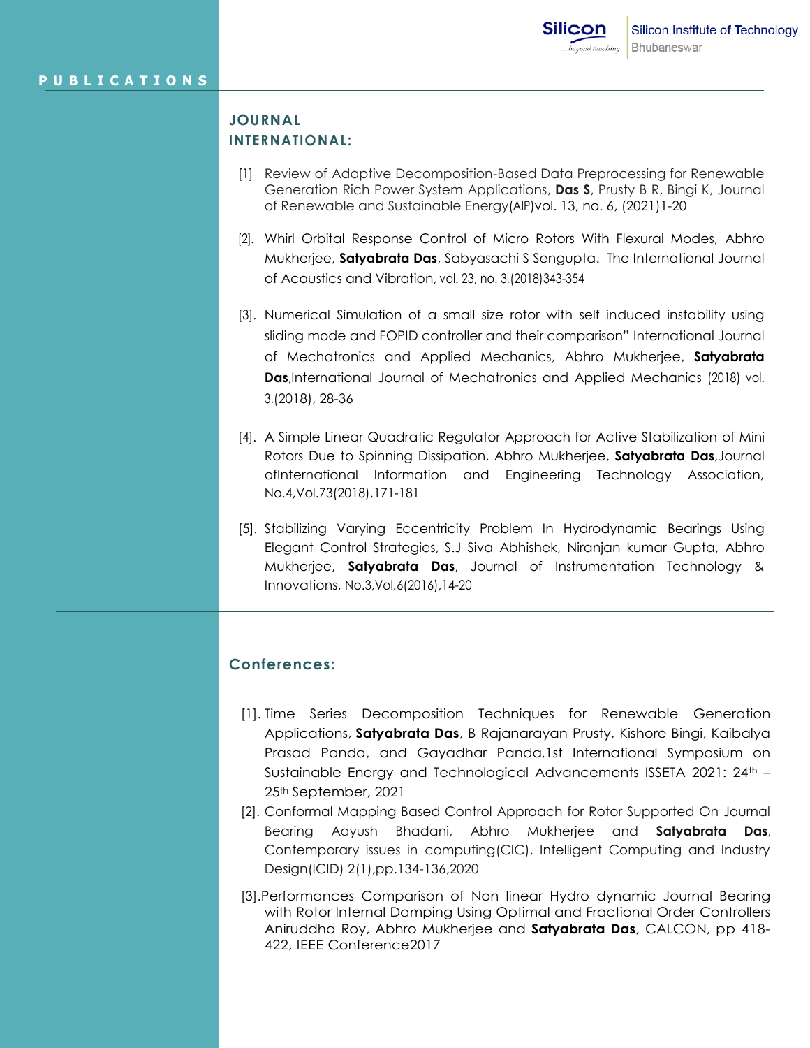## PUBLICATIONS

### JOURNAL

### INTERNATIONAL:

[1] Review of Adaptive Decomposition-Based Data Preprocessing for Renewable Generation Rich Power System Applications, **Das S**, Prusty B R, Bingi K, Journal of Renewable and Sustainable Energy(AIP)vol. 13, no. 6, (2021)1-20

[2]. Whirl Orbital Response Control of Micro Rotors With Flexural Modes, Abhro Mukherjee, **Satyabrata Das**, Sabyasachi S Sengupta. The International Journal of Acoustics and Vibration, vol. 23, no. 3,(2018)343-354

[3]. Numerical Simulation of a small size rotor with self induced instability using sliding mode and FOPID controller and their comparison" International Journal of Mechatronics and Applied Mechanics, Abhro Mukherjee, **Satyabrata Das**,International Journal of Mechatronics and Applied Mechanics (2018) vol. 3,(2018), 28-36

[4]. A Simple Linear Quadratic Regulator Approach for Active Stabilization of Mini Rotors Due to Spinning Dissipation, Abhro Mukherjee, **Satyabrata Das**,Journal ofInternational Information and Engineering Technology Association, No.4,Vol.73(2018),171-181

[5]. Stabilizing Varying Eccentricity Problem In Hydrodynamic Bearings Using Elegant Control Strategies, S.J Siva Abhishek, Niranjan kumar Gupta, Abhro Mukherjee, **Satyabrata Das**, Journal of Instrumentation Technology & Innovations, No.3,Vol.6(2016),14-20

### Conferences:

[1]. Time Series Decomposition Techniques for Renewable Generation Applications, **Satyabrata Das**, B Rajanarayan Prusty, Kishore Bingi, Kaibalya Prasad Panda, and Gayadhar Panda,1st International Symposium on Sustainable Energy and Technological Advancements ISSETA 2021: 24th – 25th September, 2021

[2]. Conformal Mapping Based Control Approach for Rotor Supported On Journal Bearing Aayush Bhadani, Abhro Mukherjee and **Satyabrata Das**, Contemporary issues in computing(CIC), Intelligent Computing and Industry Design(ICID) 2(1),pp.134-136,2020

[3].Performances Comparison of Non linear Hydro dynamic Journal Bearing with Rotor Internal Damping Using Optimal and Fractional Order Controllers Aniruddha Roy, Abhro Mukherjee and **Satyabrata Das**, CALCON, pp 418-422, IEEE Conference2017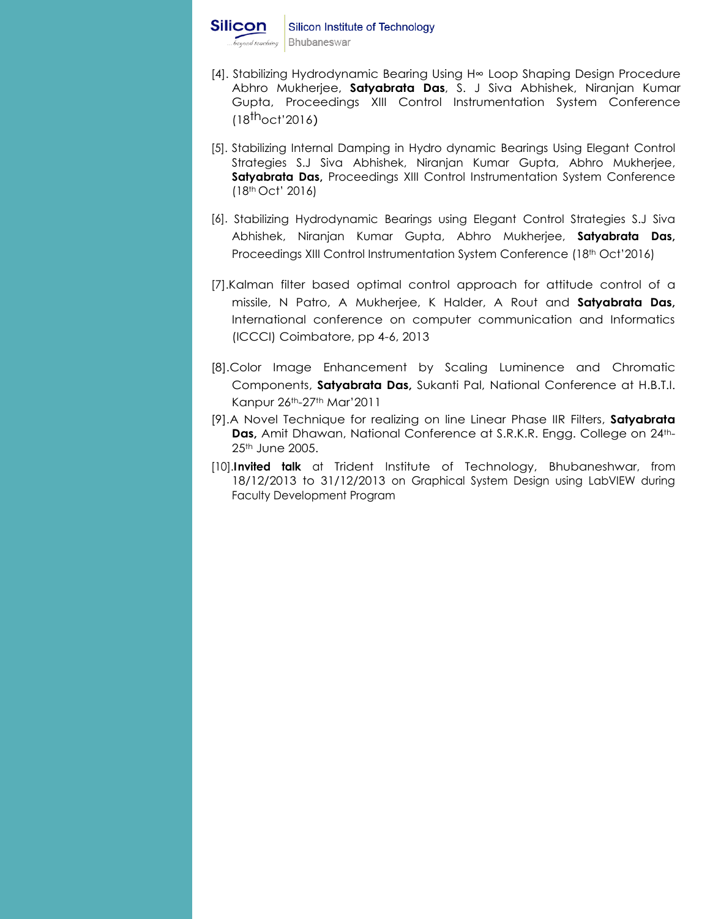[4]. Stabilizing Hydrodynamic Bearing Using H∞ Loop Shaping Design Procedure Abhro Mukherjee, **Satyabrata Das**, S. J Siva Abhishek, Niranjan Kumar Gupta, Proceedings XIII Control Instrumentation System Conference (18thoct'2016)

[5]. Stabilizing Internal Damping in Hydro dynamic Bearings Using Elegant Control Strategies S.J Siva Abhishek, Niranjan Kumar Gupta, Abhro Mukherjee, **Satyabrata Das,** Proceedings XIII Control Instrumentation System Conference (18th Oct' 2016)

[6]. Stabilizing Hydrodynamic Bearings using Elegant Control Strategies S.J Siva Abhishek, Niranjan Kumar Gupta, Abhro Mukherjee, **Satyabrata Das,** Proceedings XIII Control Instrumentation System Conference (18th Oct'2016)

[7].Kalman filter based optimal control approach for attitude control of a missile, N Patro, A Mukherjee, K Halder, A Rout and **Satyabrata Das,** International conference on computer communication and Informatics (ICCCI) Coimbatore, pp 4-6, 2013

[8].Color Image Enhancement by Scaling Luminence and Chromatic Components, **Satyabrata Das,** Sukanti Pal, National Conference at H.B.T.I. Kanpur 26th-27th Mar'2011

[9].A Novel Technique for realizing on line Linear Phase IIR Filters, **Satyabrata Das,** Amit Dhawan, National Conference at S.R.K.R. Engg. College on 24th-25th June 2005.

[10].**Invited talk** at Trident Institute of Technology, Bhubaneshwar, from 18/12/2013 to 31/12/2013 on Graphical System Design using LabVIEW during Faculty Development Program